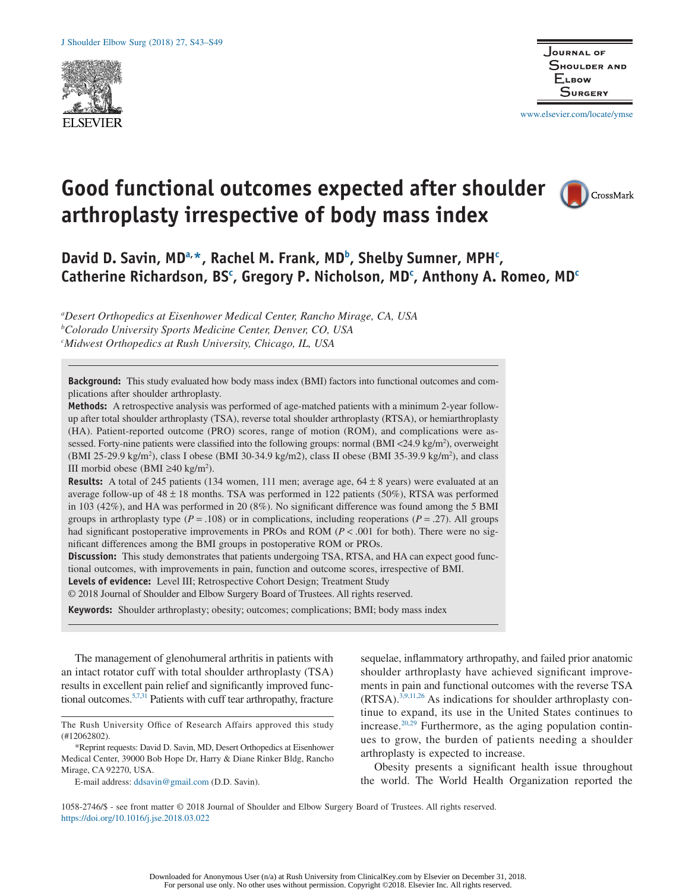# Good functional outcomes expected after shoulder arthroplasty irrespective of body mass index

**David D. Savin, MD[a,*], Rachel M. Frank, MD[b], Shelby Sumner, MPH[c], Catherine Richardson, BS[c], Gregory P. Nicholson, MD[c], Anthony A. Romeo, MD[c]**

[a]*Desert Orthopedics at Eisenhower Medical Center, Rancho Mirage, CA, USA*
[b]*Colorado University Sports Medicine Center, Denver, CO, USA*
[c]*Midwest Orthopedics at Rush University, Chicago, IL, USA*

**Background:** This study evaluated how body mass index (BMI) factors into functional outcomes and complications after shoulder arthroplasty.

**Methods:** A retrospective analysis was performed of age-matched patients with a minimum 2-year follow-up after total shoulder arthroplasty (TSA), reverse total shoulder arthroplasty (RTSA), or hemiarthroplasty (HA). Patient-reported outcome (PRO) scores, range of motion (ROM), and complications were assessed. Forty-nine patients were classified into the following groups: normal (BMI <24.9 kg/m$^2$), overweight (BMI 25-29.9 kg/m$^2$), class I obese (BMI 30-34.9 kg/m2), class II obese (BMI 35-39.9 kg/m$^2$), and class III morbid obese (BMI ≥40 kg/m$^2$).

**Results:** A total of 245 patients (134 women, 111 men; average age, 64 ± 8 years) were evaluated at an average follow-up of 48 ± 18 months. TSA was performed in 122 patients (50%), RTSA was performed in 103 (42%), and HA was performed in 20 (8%). No significant difference was found among the 5 BMI groups in arthroplasty type ($P = .108$) or in complications, including reoperations ($P = .27$). All groups had significant postoperative improvements in PROs and ROM ($P < .001$ for both). There were no significant differences among the BMI groups in postoperative ROM or PROs.

**Discussion:** This study demonstrates that patients undergoing TSA, RTSA, and HA can expect good functional outcomes, with improvements in pain, function and outcome scores, irrespective of BMI.

**Levels of evidence:** Level III; Retrospective Cohort Design; Treatment Study

© 2018 Journal of Shoulder and Elbow Surgery Board of Trustees. All rights reserved.

**Keywords:** Shoulder arthroplasty; obesity; outcomes; complications; BMI; body mass index

The management of glenohumeral arthritis in patients with an intact rotator cuff with total shoulder arthroplasty (TSA) results in excellent pain relief and significantly improved functional outcomes.[5,7,31] Patients with cuff tear arthropathy, fracture sequelae, inflammatory arthropathy, and failed prior anatomic shoulder arthroplasty have achieved significant improvements in pain and functional outcomes with the reverse TSA (RTSA).[3,9,11,26] As indications for shoulder arthroplasty continue to expand, its use in the United States continues to increase.[20,29] Furthermore, as the aging population continues to grow, the burden of patients needing a shoulder arthroplasty is expected to increase.

Obesity presents a significant health issue throughout the world. The World Health Organization reported the

The Rush University Office of Research Affairs approved this study (#12062802).

*Reprint requests: David D. Savin, MD, Desert Orthopedics at Eisenhower Medical Center, 39000 Bob Hope Dr, Harry & Diane Rinker Bldg, Rancho Mirage, CA 92270, USA.

E-mail address: ddsavin@gmail.com (D.D. Savin).

1058-2746/$ - see front matter © 2018 Journal of Shoulder and Elbow Surgery Board of Trustees. All rights reserved.
https://doi.org/10.1016/j.jse.2018.03.022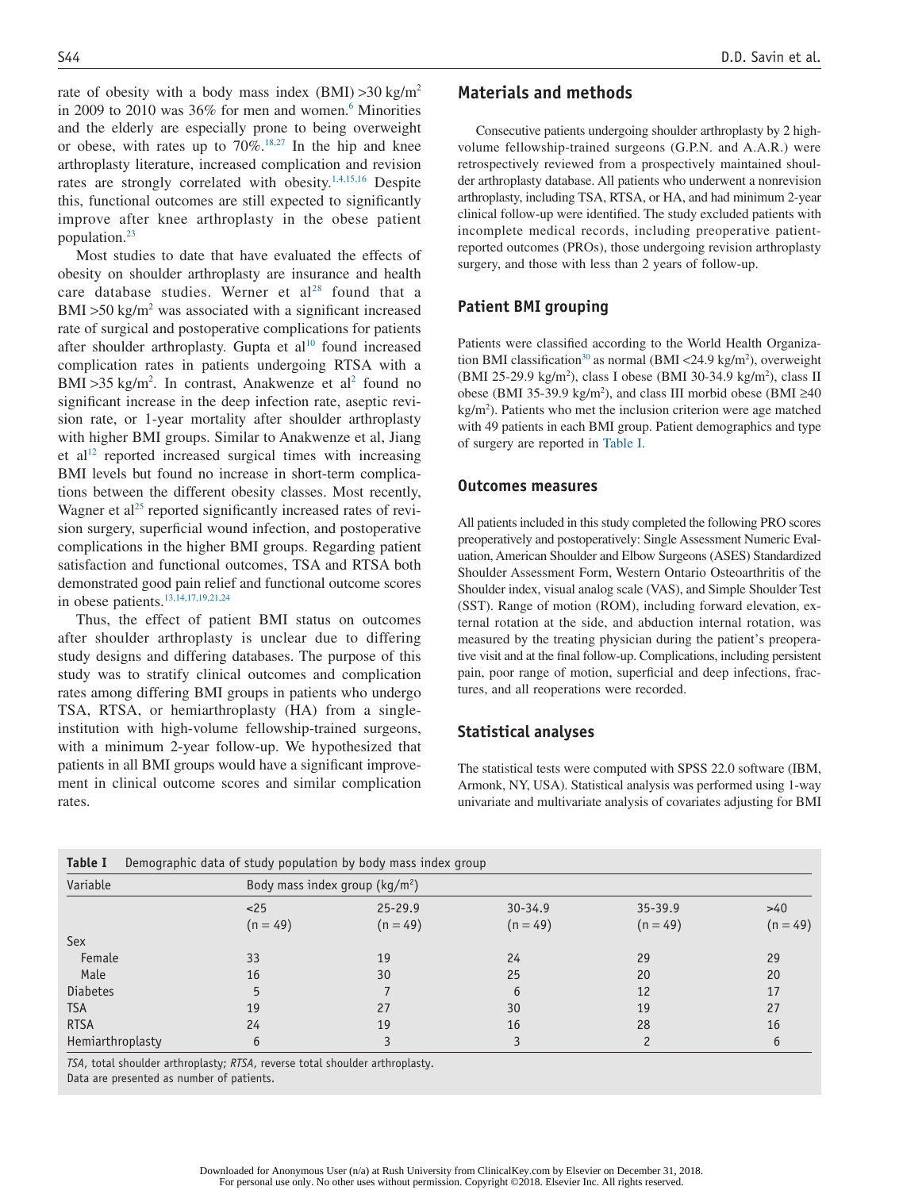rate of obesity with a body mass index (BMI) >30 kg/m$^2$ in 2009 to 2010 was 36% for men and women.[6] Minorities and the elderly are especially prone to being overweight or obese, with rates up to 70%.[18,27] In the hip and knee arthroplasty literature, increased complication and revision rates are strongly correlated with obesity.[1,4,15,16] Despite this, functional outcomes are still expected to significantly improve after knee arthroplasty in the obese patient population.[23]

Most studies to date that have evaluated the effects of obesity on shoulder arthroplasty are insurance and health care database studies. Werner et al[28] found that a BMI >50 kg/m$^2$ was associated with a significant increased rate of surgical and postoperative complications for patients after shoulder arthroplasty. Gupta et al[10] found increased complication rates in patients undergoing RTSA with a BMI >35 kg/m$^2$. In contrast, Anakwenze et al[2] found no significant increase in the deep infection rate, aseptic revision rate, or 1-year mortality after shoulder arthroplasty with higher BMI groups. Similar to Anakwenze et al, Jiang et al[12] reported increased surgical times with increasing BMI levels but found no increase in short-term complications between the different obesity classes. Most recently, Wagner et al[25] reported significantly increased rates of revision surgery, superficial wound infection, and postoperative complications in the higher BMI groups. Regarding patient satisfaction and functional outcomes, TSA and RTSA both demonstrated good pain relief and functional outcome scores in obese patients.[13,14,17,19,21,24]

Thus, the effect of patient BMI status on outcomes after shoulder arthroplasty is unclear due to differing study designs and differing databases. The purpose of this study was to stratify clinical outcomes and complication rates among differing BMI groups in patients who undergo TSA, RTSA, or hemiarthroplasty (HA) from a single-institution with high-volume fellowship-trained surgeons, with a minimum 2-year follow-up. We hypothesized that patients in all BMI groups would have a significant improvement in clinical outcome scores and similar complication rates.

## Materials and methods

Consecutive patients undergoing shoulder arthroplasty by 2 high-volume fellowship-trained surgeons (G.P.N. and A.A.R.) were retrospectively reviewed from a prospectively maintained shoulder arthroplasty database. All patients who underwent a nonrevision arthroplasty, including TSA, RTSA, or HA, and had minimum 2-year clinical follow-up were identified. The study excluded patients with incomplete medical records, including preoperative patient-reported outcomes (PROs), those undergoing revision arthroplasty surgery, and those with less than 2 years of follow-up.

### Patient BMI grouping

Patients were classified according to the World Health Organization BMI classification[30] as normal (BMI <24.9 kg/m$^2$), overweight (BMI 25-29.9 kg/m$^2$), class I obese (BMI 30-34.9 kg/m$^2$), class II obese (BMI 35-39.9 kg/m$^2$), and class III morbid obese (BMI ≥40 kg/m$^2$). Patients who met the inclusion criterion were age matched with 49 patients in each BMI group. Patient demographics and type of surgery are reported in Table I.

### Outcomes measures

All patients included in this study completed the following PRO scores preoperatively and postoperatively: Single Assessment Numeric Evaluation, American Shoulder and Elbow Surgeons (ASES) Standardized Shoulder Assessment Form, Western Ontario Osteoarthritis of the Shoulder index, visual analog scale (VAS), and Simple Shoulder Test (SST). Range of motion (ROM), including forward elevation, external rotation at the side, and abduction internal rotation, was measured by the treating physician during the patient's preoperative visit and at the final follow-up. Complications, including persistent pain, poor range of motion, superficial and deep infections, fractures, and all reoperations were recorded.

### Statistical analyses

The statistical tests were computed with SPSS 22.0 software (IBM, Armonk, NY, USA). Statistical analysis was performed using 1-way univariate and multivariate analysis of covariates adjusting for BMI

**Table I** Demographic data of study population by body mass index group

| Variable | Body mass index group (kg/m$^2$) | | | | |
|---|---|---|---|---|---|
| | <25 (n = 49) | 25-29.9 (n = 49) | 30-34.9 (n = 49) | 35-39.9 (n = 49) | >40 (n = 49) |
| Sex | | | | | |
| Female | 33 | 19 | 24 | 29 | 29 |
| Male | 16 | 30 | 25 | 20 | 20 |
| Diabetes | 5 | 7 | 6 | 12 | 17 |
| TSA | 19 | 27 | 30 | 19 | 27 |
| RTSA | 24 | 19 | 16 | 28 | 16 |
| Hemiarthroplasty | 6 | 3 | 3 | 2 | 6 |

*TSA*, total shoulder arthroplasty; *RTSA*, reverse total shoulder arthroplasty.
Data are presented as number of patients.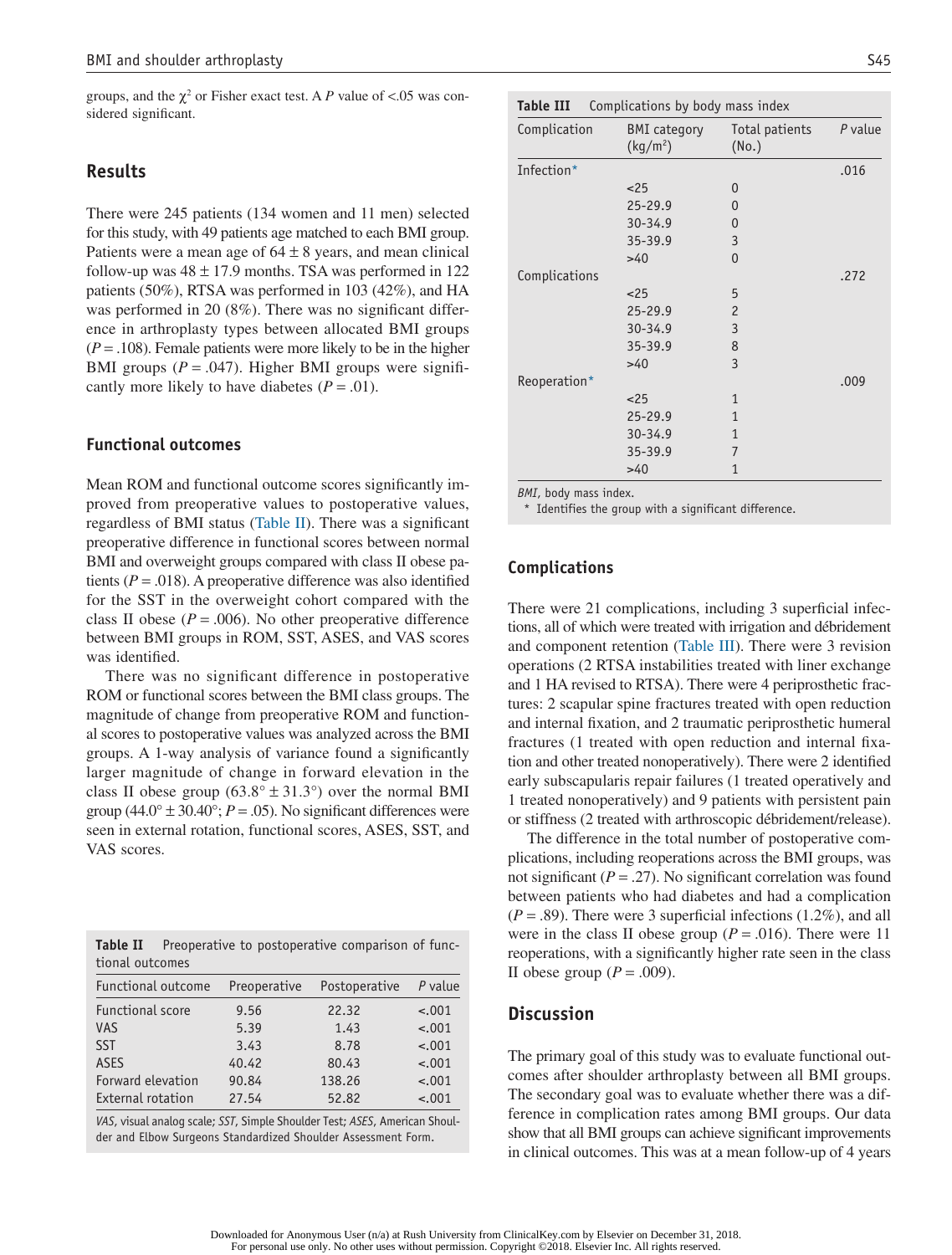groups, and the $\chi^2$ or Fisher exact test. A $P$ value of <.05 was considered significant.

## Results

There were 245 patients (134 women and 11 men) selected for this study, with 49 patients age matched to each BMI group. Patients were a mean age of $64 \pm 8$ years, and mean clinical follow-up was $48 \pm 17.9$ months. TSA was performed in 122 patients (50%), RTSA was performed in 103 (42%), and HA was performed in 20 (8%). There was no significant difference in arthroplasty types between allocated BMI groups ($P = .108$). Female patients were more likely to be in the higher BMI groups ($P = .047$). Higher BMI groups were significantly more likely to have diabetes ($P = .01$).

### Functional outcomes

Mean ROM and functional outcome scores significantly improved from preoperative values to postoperative values, regardless of BMI status (Table II). There was a significant preoperative difference in functional scores between normal BMI and overweight groups compared with class II obese patients ($P = .018$). A preoperative difference was also identified for the SST in the overweight cohort compared with the class II obese ($P = .006$). No other preoperative difference between BMI groups in ROM, SST, ASES, and VAS scores was identified.

There was no significant difference in postoperative ROM or functional scores between the BMI class groups. The magnitude of change from preoperative ROM and functional scores to postoperative values was analyzed across the BMI groups. A 1-way analysis of variance found a significantly larger magnitude of change in forward elevation in the class II obese group ($63.8° \pm 31.3°$) over the normal BMI group ($44.0° \pm 30.40°$; $P = .05$). No significant differences were seen in external rotation, functional scores, ASES, SST, and VAS scores.

**Table II** Preoperative to postoperative comparison of functional outcomes

| Functional outcome | Preoperative | Postoperative | P value |
|---|---|---|---|
| Functional score | 9.56 | 22.32 | <.001 |
| VAS | 5.39 | 1.43 | <.001 |
| SST | 3.43 | 8.78 | <.001 |
| ASES | 40.42 | 80.43 | <.001 |
| Forward elevation | 90.84 | 138.26 | <.001 |
| External rotation | 27.54 | 52.82 | <.001 |

*VAS*, visual analog scale; *SST*, Simple Shoulder Test; *ASES*, American Shoulder and Elbow Surgeons Standardized Shoulder Assessment Form.

**Table III** Complications by body mass index

| Complication | BMI category (kg/m$^2$) | Total patients (No.) | P value |
|---|---|---|---|
| Infection* | | | .016 |
| | <25 | 0 | |
| | 25-29.9 | 0 | |
| | 30-34.9 | 0 | |
| | 35-39.9 | 3 | |
| | >40 | 0 | |
| Complications | | | .272 |
| | <25 | 5 | |
| | 25-29.9 | 2 | |
| | 30-34.9 | 3 | |
| | 35-39.9 | 8 | |
| | >40 | 3 | |
| Reoperation* | | | .009 |
| | <25 | 1 | |
| | 25-29.9 | 1 | |
| | 30-34.9 | 1 | |
| | 35-39.9 | 7 | |
| | >40 | 1 | |

*BMI*, body mass index.
\* Identifies the group with a significant difference.

### Complications

There were 21 complications, including 3 superficial infections, all of which were treated with irrigation and débridement and component retention (Table III). There were 3 revision operations (2 RTSA instabilities treated with liner exchange and 1 HA revised to RTSA). There were 4 periprosthetic fractures: 2 scapular spine fractures treated with open reduction and internal fixation, and 2 traumatic periprosthetic humeral fractures (1 treated with open reduction and internal fixation and other treated nonoperatively). There were 2 identified early subscapularis repair failures (1 treated operatively and 1 treated nonoperatively) and 9 patients with persistent pain or stiffness (2 treated with arthroscopic débridement/release).

The difference in the total number of postoperative complications, including reoperations across the BMI groups, was not significant ($P = .27$). No significant correlation was found between patients who had diabetes and had a complication ($P = .89$). There were 3 superficial infections (1.2%), and all were in the class II obese group ($P = .016$). There were 11 reoperations, with a significantly higher rate seen in the class II obese group ($P = .009$).

## Discussion

The primary goal of this study was to evaluate functional outcomes after shoulder arthroplasty between all BMI groups. The secondary goal was to evaluate whether there was a difference in complication rates among BMI groups. Our data show that all BMI groups can achieve significant improvements in clinical outcomes. This was at a mean follow-up of 4 years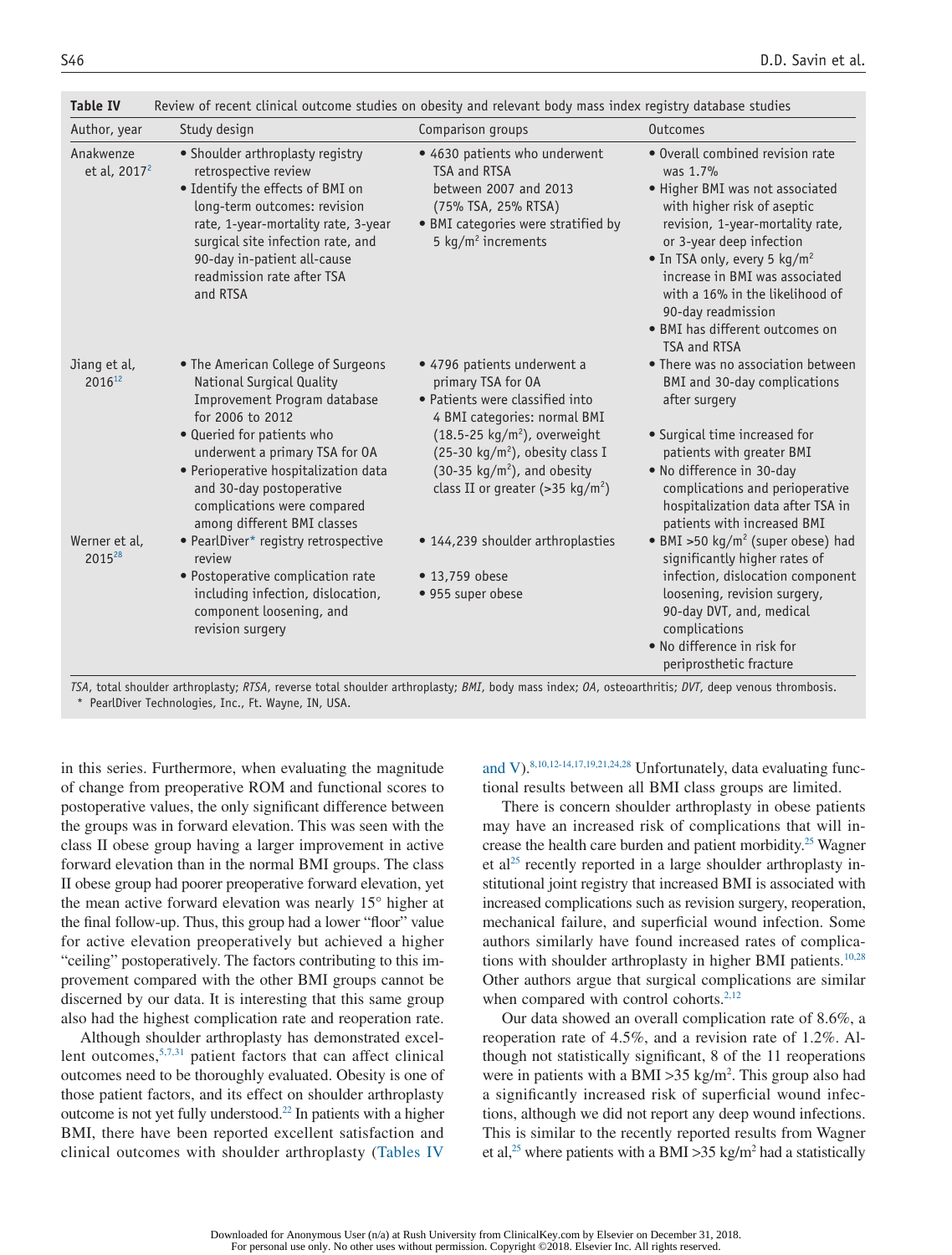**Table IV** Review of recent clinical outcome studies on obesity and relevant body mass index registry database studies

| Author, year | Study design | Comparison groups | Outcomes |
| --- | --- | --- | --- |
| Anakwenze et al, 2017[2] | • Shoulder arthroplasty registry retrospective review<br>• Identify the effects of BMI on long-term outcomes: revision rate, 1-year-mortality rate, 3-year surgical site infection rate, and 90-day in-patient all-cause readmission rate after TSA and RTSA | • 4630 patients who underwent TSA and RTSA between 2007 and 2013 (75% TSA, 25% RTSA)<br>• BMI categories were stratified by 5 kg/m$^2$ increments | • Overall combined revision rate was 1.7%<br>• Higher BMI was not associated with higher risk of aseptic revision, 1-year-mortality rate, or 3-year deep infection<br>• In TSA only, every 5 kg/m$^2$ increase in BMI was associated with a 16% in the likelihood of 90-day readmission<br>• BMI has different outcomes on TSA and RTSA |
| Jiang et al, 2016[12] | • The American College of Surgeons National Surgical Quality Improvement Program database for 2006 to 2012<br>• Queried for patients who underwent a primary TSA for OA<br>• Perioperative hospitalization data and 30-day postoperative complications were compared among different BMI classes | • 4796 patients underwent a primary TSA for OA<br>• Patients were classified into 4 BMI categories: normal BMI (18.5-25 kg/m$^2$), overweight (25-30 kg/m$^2$), obesity class I (30-35 kg/m$^2$), and obesity class II or greater (>35 kg/m$^2$) | • There was no association between BMI and 30-day complications after surgery<br>• Surgical time increased for patients with greater BMI<br>• No difference in 30-day complications and perioperative hospitalization data after TSA in patients with increased BMI |
| Werner et al, 2015[28] | • PearlDiver* registry retrospective review<br>• Postoperative complication rate including infection, dislocation, component loosening, and revision surgery | • 144,239 shoulder arthroplasties<br>• 13,759 obese<br>• 955 super obese | • BMI >50 kg/m$^2$ (super obese) had significantly higher rates of infection, dislocation component loosening, revision surgery, 90-day DVT, and, medical complications<br>• No difference in risk for periprosthetic fracture |

*TSA*, total shoulder arthroplasty; *RTSA*, reverse total shoulder arthroplasty; *BMI*, body mass index; *OA*, osteoarthritis; *DVT*, deep venous thrombosis.
\* PearlDiver Technologies, Inc., Ft. Wayne, IN, USA.

in this series. Furthermore, when evaluating the magnitude of change from preoperative ROM and functional scores to postoperative values, the only significant difference between the groups was in forward elevation. This was seen with the class II obese group having a larger improvement in active forward elevation than in the normal BMI groups. The class II obese group had poorer preoperative forward elevation, yet the mean active forward elevation was nearly 15° higher at the final follow-up. Thus, this group had a lower "floor" value for active elevation preoperatively but achieved a higher "ceiling" postoperatively. The factors contributing to this improvement compared with the other BMI groups cannot be discerned by our data. It is interesting that this same group also had the highest complication rate and reoperation rate.

Although shoulder arthroplasty has demonstrated excellent outcomes,[5,7,31] patient factors that can affect clinical outcomes need to be thoroughly evaluated. Obesity is one of those patient factors, and its effect on shoulder arthroplasty outcome is not yet fully understood.[22] In patients with a higher BMI, there have been reported excellent satisfaction and clinical outcomes with shoulder arthroplasty (Tables IV and V).[8,10,12-14,17,19,21,24,28] Unfortunately, data evaluating functional results between all BMI class groups are limited.

There is concern shoulder arthroplasty in obese patients may have an increased risk of complications that will increase the health care burden and patient morbidity.[25] Wagner et al[25] recently reported in a large shoulder arthroplasty institutional joint registry that increased BMI is associated with increased complications such as revision surgery, reoperation, mechanical failure, and superficial wound infection. Some authors similarly have found increased rates of complications with shoulder arthroplasty in higher BMI patients.[10,28] Other authors argue that surgical complications are similar when compared with control cohorts.[2,12]

Our data showed an overall complication rate of 8.6%, a reoperation rate of 4.5%, and a revision rate of 1.2%. Although not statistically significant, 8 of the 11 reoperations were in patients with a BMI >35 kg/m$^2$. This group also had a significantly increased risk of superficial wound infections, although we did not report any deep wound infections. This is similar to the recently reported results from Wagner et al,[25] where patients with a BMI >35 kg/m$^2$ had a statistically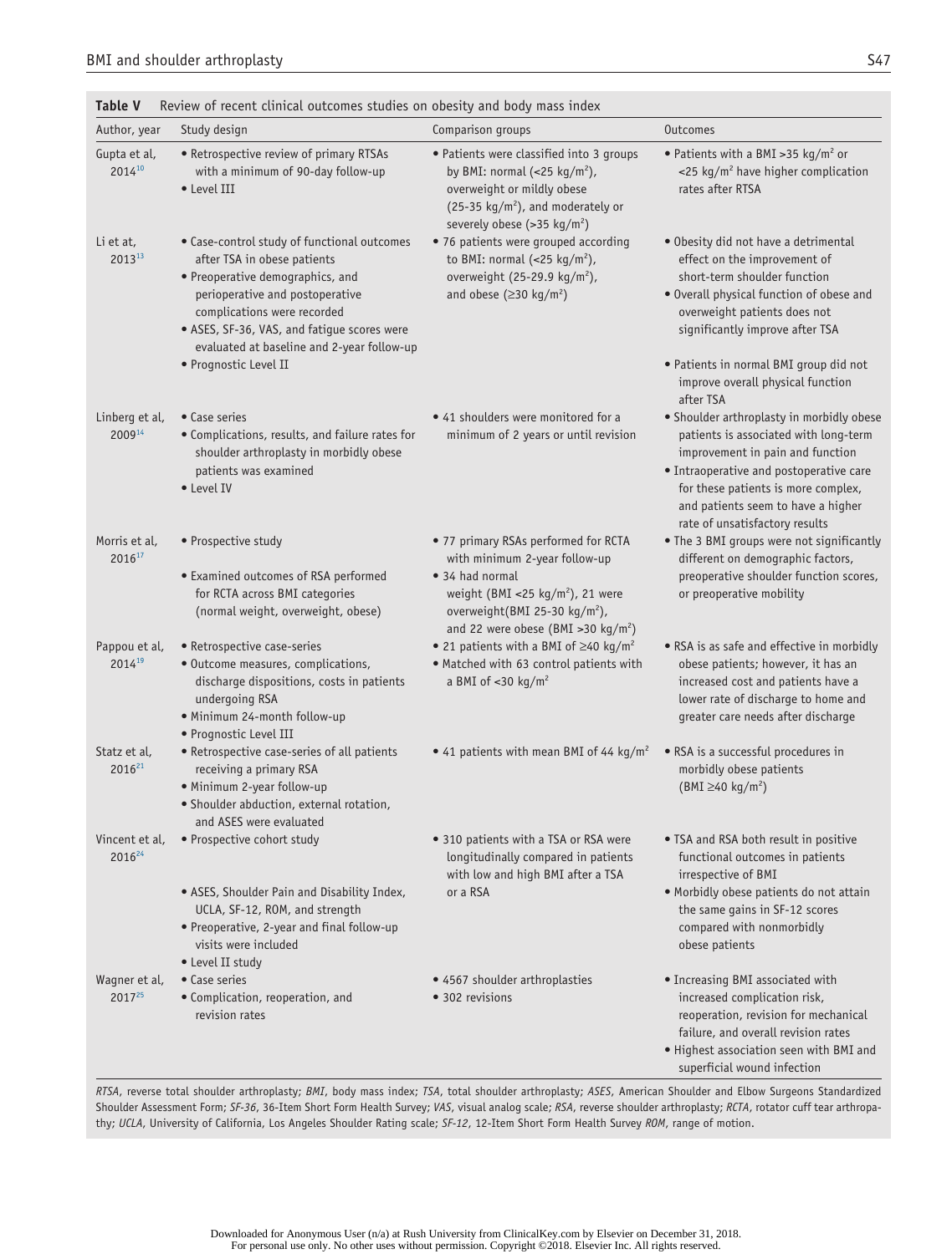**Table V** Review of recent clinical outcomes studies on obesity and body mass index

| Author, year | Study design | Comparison groups | Outcomes |
|---|---|---|---|
| Gupta et al, 2014[10] | • Retrospective review of primary RTSAs with a minimum of 90-day follow-up<br>• Level III | • Patients were classified into 3 groups by BMI: normal (<25 kg/m$^2$), overweight or mildly obese (25-35 kg/m$^2$), and moderately or severely obese (>35 kg/m$^2$) | • Patients with a BMI >35 kg/m$^2$ or <25 kg/m$^2$ have higher complication rates after RTSA |
| Li et at, 2013[13] | • Case-control study of functional outcomes after TSA in obese patients<br>• Preoperative demographics, and perioperative and postoperative complications were recorded<br>• ASES, SF-36, VAS, and fatigue scores were evaluated at baseline and 2-year follow-up<br>• Prognostic Level II | • 76 patients were grouped according to BMI: normal (<25 kg/m$^2$), overweight (25-29.9 kg/m$^2$), and obese (≥30 kg/m$^2$) | • Obesity did not have a detrimental effect on the improvement of short-term shoulder function<br>• Overall physical function of obese and overweight patients does not significantly improve after TSA<br>• Patients in normal BMI group did not improve overall physical function after TSA |
| Linberg et al, 2009[14] | • Case series<br>• Complications, results, and failure rates for shoulder arthroplasty in morbidly obese patients was examined<br>• Level IV | • 41 shoulders were monitored for a minimum of 2 years or until revision | • Shoulder arthroplasty in morbidly obese patients is associated with long-term improvement in pain and function<br>• Intraoperative and postoperative care for these patients is more complex, and patients seem to have a higher rate of unsatisfactory results |
| Morris et al, 2016[17] | • Prospective study<br>• Examined outcomes of RSA performed for RCTA across BMI categories (normal weight, overweight, obese) | • 77 primary RSAs performed for RCTA with minimum 2-year follow-up<br>• 34 had normal weight (BMI <25 kg/m$^2$), 21 were overweight(BMI 25-30 kg/m$^2$), and 22 were obese (BMI >30 kg/m$^2$) | • The 3 BMI groups were not significantly different on demographic factors, preoperative shoulder function scores, or preoperative mobility |
| Pappou et al, 2014[19] | • Retrospective case-series<br>• Outcome measures, complications, discharge dispositions, costs in patients undergoing RSA<br>• Minimum 24-month follow-up<br>• Prognostic Level III | • 21 patients with a BMI of ≥40 kg/m$^2$<br>• Matched with 63 control patients with a BMI of <30 kg/m$^2$ | • RSA is as safe and effective in morbidly obese patients; however, it has an increased cost and patients have a lower rate of discharge to home and greater care needs after discharge |
| Statz et al, 2016[21] | • Retrospective case-series of all patients receiving a primary RSA<br>• Minimum 2-year follow-up<br>• Shoulder abduction, external rotation, and ASES were evaluated | • 41 patients with mean BMI of 44 kg/m$^2$ | • RSA is a successful procedures in morbidly obese patients (BMI ≥40 kg/m$^2$) |
| Vincent et al, 2016[24] | • Prospective cohort study<br>• ASES, Shoulder Pain and Disability Index, UCLA, SF-12, ROM, and strength<br>• Preoperative, 2-year and final follow-up visits were included<br>• Level II study | • 310 patients with a TSA or RSA were longitudinally compared in patients with low and high BMI after a TSA or a RSA | • TSA and RSA both result in positive functional outcomes in patients irrespective of BMI<br>• Morbidly obese patients do not attain the same gains in SF-12 scores compared with nonmorbidly obese patients |
| Wagner et al, 2017[25] | • Case series<br>• Complication, reoperation, and revision rates | • 4567 shoulder arthroplasties<br>• 302 revisions | • Increasing BMI associated with increased complication risk, reoperation, revision for mechanical failure, and overall revision rates<br>• Highest association seen with BMI and superficial wound infection |

*RTSA*, reverse total shoulder arthroplasty; *BMI*, body mass index; *TSA*, total shoulder arthroplasty; *ASES*, American Shoulder and Elbow Surgeons Standardized Shoulder Assessment Form; *SF-36*, 36-Item Short Form Health Survey; *VAS*, visual analog scale; *RSA*, reverse shoulder arthroplasty; *RCTA*, rotator cuff tear arthropathy; *UCLA*, University of California, Los Angeles Shoulder Rating scale; *SF-12*, 12-Item Short Form Health Survey *ROM*, range of motion.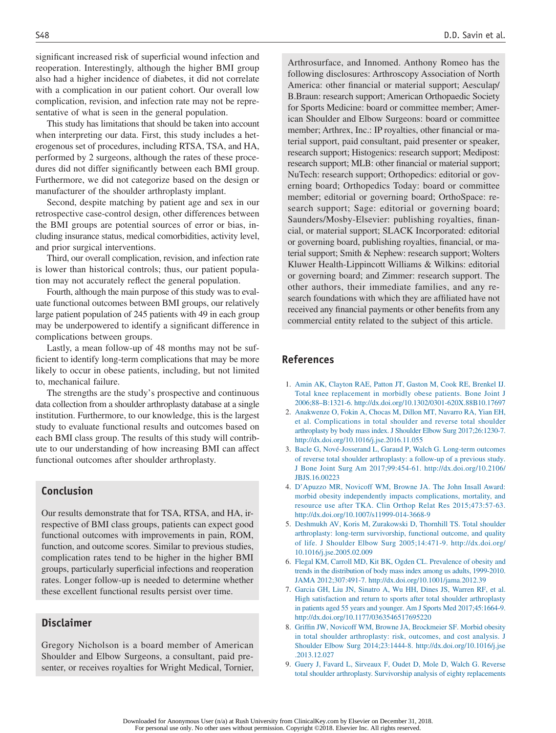significant increased risk of superficial wound infection and reoperation. Interestingly, although the higher BMI group also had a higher incidence of diabetes, it did not correlate with a complication in our patient cohort. Our overall low complication, revision, and infection rate may not be representative of what is seen in the general population.

This study has limitations that should be taken into account when interpreting our data. First, this study includes a heterogeneous set of procedures, including RTSA, TSA, and HA, performed by 2 surgeons, although the rates of these procedures did not differ significantly between each BMI group. Furthermore, we did not categorize based on the design or manufacturer of the shoulder arthroplasty implant.

Second, despite matching by patient age and sex in our retrospective case-control design, other differences between the BMI groups are potential sources of error or bias, including insurance status, medical comorbidities, activity level, and prior surgical interventions.

Third, our overall complication, revision, and infection rate is lower than historical controls; thus, our patient population may not accurately reflect the general population.

Fourth, although the main purpose of this study was to evaluate functional outcomes between BMI groups, our relatively large patient population of 245 patients with 49 in each group may be underpowered to identify a significant difference in complications between groups.

Lastly, a mean follow-up of 48 months may not be sufficient to identify long-term complications that may be more likely to occur in obese patients, including, but not limited to, mechanical failure.

The strengths are the study's prospective and continuous data collection from a shoulder arthroplasty database at a single institution. Furthermore, to our knowledge, this is the largest study to evaluate functional results and outcomes based on each BMI class group. The results of this study will contribute to our understanding of how increasing BMI can affect functional outcomes after shoulder arthroplasty.

## Conclusion

Our results demonstrate that for TSA, RTSA, and HA, irrespective of BMI class groups, patients can expect good functional outcomes with improvements in pain, ROM, function, and outcome scores. Similar to previous studies, complication rates tend to be higher in the higher BMI groups, particularly superficial infections and reoperation rates. Longer follow-up is needed to determine whether these excellent functional results persist over time.

## Disclaimer

Gregory Nicholson is a board member of American Shoulder and Elbow Surgeons, a consultant, paid presenter, or receives royalties for Wright Medical, Tornier, Arthrosurface, and Innomed. Anthony Romeo has the following disclosures: Arthroscopy Association of North America: other financial or material support; Aesculap/B.Braun: research support; American Orthopaedic Society for Sports Medicine: board or committee member; American Shoulder and Elbow Surgeons: board or committee member; Arthrex, Inc.: IP royalties, other financial or material support, paid consultant, paid presenter or speaker, research support; Histogenics: research support; Medipost: research support; MLB: other financial or material support; NuTech: research support; Orthopedics: editorial or governing board; Orthopedics Today: board or committee member; editorial or governing board; OrthoSpace: research support; Sage: editorial or governing board; Saunders/Mosby-Elsevier: publishing royalties, financial, or material support; SLACK Incorporated: editorial or governing board, publishing royalties, financial, or material support; Smith & Nephew: research support; Wolters Kluwer Health-Lippincott Williams & Wilkins: editorial or governing board; and Zimmer: research support. The other authors, their immediate families, and any research foundations with which they are affiliated have not received any financial payments or other benefits from any commercial entity related to the subject of this article.

## References

1. Amin AK, Clayton RAE, Patton JT, Gaston M, Cook RE, Brenkel IJ. Total knee replacement in morbidly obese patients. Bone Joint J 2006;88–B:1321-6. http://dx.doi.org/10.1302/0301-620X.88B10.17697
2. Anakwenze O, Fokin A, Chocas M, Dillon MT, Navarro RA, Yian EH, et al. Complications in total shoulder and reverse total shoulder arthroplasty by body mass index. J Shoulder Elbow Surg 2017;26:1230-7. http://dx.doi.org/10.1016/j.jse.2016.11.055
3. Bacle G, Nové-Josserand L, Garaud P, Walch G. Long-term outcomes of reverse total shoulder arthroplasty: a follow-up of a previous study. J Bone Joint Surg Am 2017;99:454-61. http://dx.doi.org/10.2106/JBJS.16.00223
4. D'Apuzzo MR, Novicoff WM, Browne JA. The John Insall Award: morbid obesity independently impacts complications, mortality, and resource use after TKA. Clin Orthop Relat Res 2015;473:57-63. http://dx.doi.org/10.1007/s11999-014-3668-9
5. Deshmukh AV, Koris M, Zurakowski D, Thornhill TS. Total shoulder arthroplasty: long-term survivorship, functional outcome, and quality of life. J Shoulder Elbow Surg 2005;14:471-9. http://dx.doi.org/10.1016/j.jse.2005.02.009
6. Flegal KM, Carroll MD, Kit BK, Ogden CL. Prevalence of obesity and trends in the distribution of body mass index among us adults, 1999-2010. JAMA 2012;307:491-7. http://dx.doi.org/10.1001/jama.2012.39
7. Garcia GH, Liu JN, Sinatro A, Wu HH, Dines JS, Warren RF, et al. High satisfaction and return to sports after total shoulder arthroplasty in patients aged 55 years and younger. Am J Sports Med 2017;45:1664-9. http://dx.doi.org/10.1177/0363546517695220
8. Griffin JW, Novicoff WM, Browne JA, Brockmeier SF. Morbid obesity in total shoulder arthroplasty: risk, outcomes, and cost analysis. J Shoulder Elbow Surg 2014;23:1444-8. http://dx.doi.org/10.1016/j.jse.2013.12.027
9. Guery J, Favard L, Sirveaux F, Oudet D, Mole D, Walch G. Reverse total shoulder arthroplasty. Survivorship analysis of eighty replacements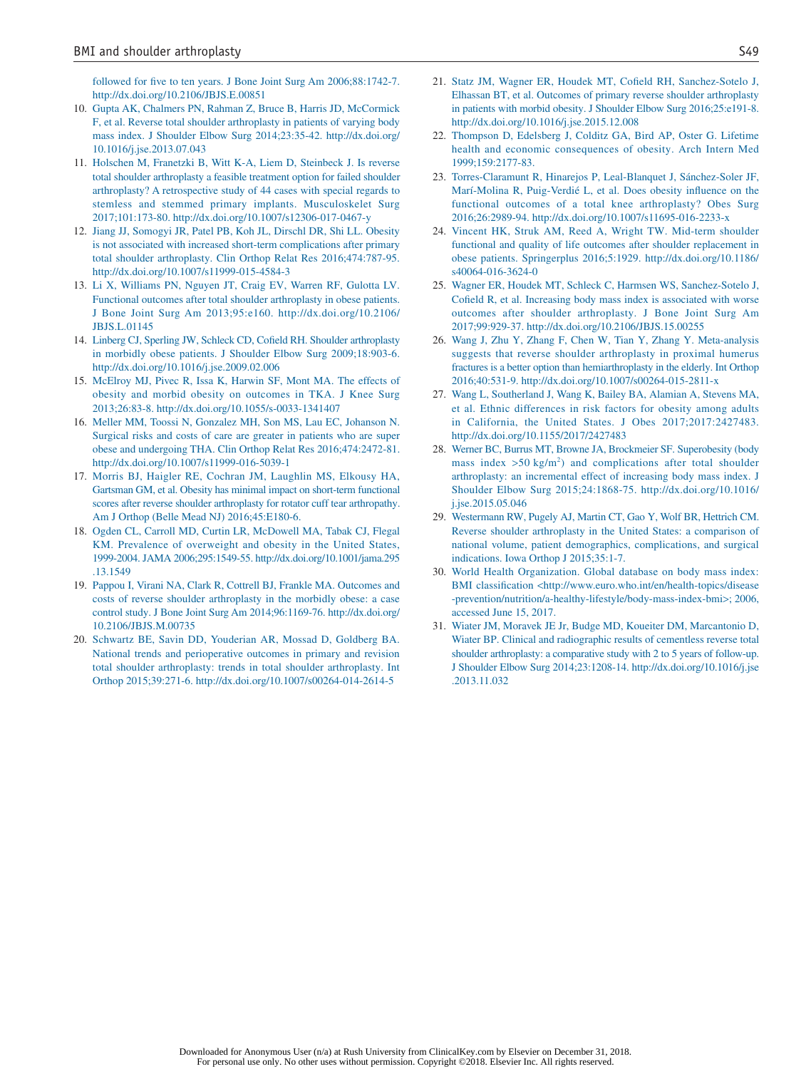followed for five to ten years. J Bone Joint Surg Am 2006;88:1742-7. http://dx.doi.org/10.2106/JBJS.E.00851

10. Gupta AK, Chalmers PN, Rahman Z, Bruce B, Harris JD, McCormick F, et al. Reverse total shoulder arthroplasty in patients of varying body mass index. J Shoulder Elbow Surg 2014;23:35-42. http://dx.doi.org/10.1016/j.jse.2013.07.043
11. Holschen M, Franetzki B, Witt K-A, Liem D, Steinbeck J. Is reverse total shoulder arthroplasty a feasible treatment option for failed shoulder arthroplasty? A retrospective study of 44 cases with special regards to stemless and stemmed primary implants. Musculoskelet Surg 2017;101:173-80. http://dx.doi.org/10.1007/s12306-017-0467-y
12. Jiang JJ, Somogyi JR, Patel PB, Koh JL, Dirschl DR, Shi LL. Obesity is not associated with increased short-term complications after primary total shoulder arthroplasty. Clin Orthop Relat Res 2016;474:787-95. http://dx.doi.org/10.1007/s11999-015-4584-3
13. Li X, Williams PN, Nguyen JT, Craig EV, Warren RF, Gulotta LV. Functional outcomes after total shoulder arthroplasty in obese patients. J Bone Joint Surg Am 2013;95:e160. http://dx.doi.org/10.2106/JBJS.L.01145
14. Linberg CJ, Sperling JW, Schleck CD, Cofield RH. Shoulder arthroplasty in morbidly obese patients. J Shoulder Elbow Surg 2009;18:903-6. http://dx.doi.org/10.1016/j.jse.2009.02.006
15. McElroy MJ, Pivec R, Issa K, Harwin SF, Mont MA. The effects of obesity and morbid obesity on outcomes in TKA. J Knee Surg 2013;26:83-8. http://dx.doi.org/10.1055/s-0033-1341407
16. Meller MM, Toossi N, Gonzalez MH, Son MS, Lau EC, Johanson N. Surgical risks and costs of care are greater in patients who are super obese and undergoing THA. Clin Orthop Relat Res 2016;474:2472-81. http://dx.doi.org/10.1007/s11999-016-5039-1
17. Morris BJ, Haigler RE, Cochran JM, Laughlin MS, Elkousy HA, Gartsman GM, et al. Obesity has minimal impact on short-term functional scores after reverse shoulder arthroplasty for rotator cuff tear arthropathy. Am J Orthop (Belle Mead NJ) 2016;45:E180-6.
18. Ogden CL, Carroll MD, Curtin LR, McDowell MA, Tabak CJ, Flegal KM. Prevalence of overweight and obesity in the United States, 1999-2004. JAMA 2006;295:1549-55. http://dx.doi.org/10.1001/jama.295.13.1549
19. Pappou I, Virani NA, Clark R, Cottrell BJ, Frankle MA. Outcomes and costs of reverse shoulder arthroplasty in the morbidly obese: a case control study. J Bone Joint Surg Am 2014;96:1169-76. http://dx.doi.org/10.2106/JBJS.M.00735
20. Schwartz BE, Savin DD, Youderian AR, Mossad D, Goldberg BA. National trends and perioperative outcomes in primary and revision total shoulder arthroplasty: trends in total shoulder arthroplasty. Int Orthop 2015;39:271-6. http://dx.doi.org/10.1007/s00264-014-2614-5
21. Statz JM, Wagner ER, Houdek MT, Cofield RH, Sanchez-Sotelo J, Elhassan BT, et al. Outcomes of primary reverse shoulder arthroplasty in patients with morbid obesity. J Shoulder Elbow Surg 2016;25:e191-8. http://dx.doi.org/10.1016/j.jse.2015.12.008
22. Thompson D, Edelsberg J, Colditz GA, Bird AP, Oster G. Lifetime health and economic consequences of obesity. Arch Intern Med 1999;159:2177-83.
23. Torres-Claramunt R, Hinarejos P, Leal-Blanquet J, Sánchez-Soler JF, Marí-Molina R, Puig-Verdié L, et al. Does obesity influence on the functional outcomes of a total knee arthroplasty? Obes Surg 2016;26:2989-94. http://dx.doi.org/10.1007/s11695-016-2233-x
24. Vincent HK, Struk AM, Reed A, Wright TW. Mid-term shoulder functional and quality of life outcomes after shoulder replacement in obese patients. Springerplus 2016;5:1929. http://dx.doi.org/10.1186/s40064-016-3624-0
25. Wagner ER, Houdek MT, Schleck C, Harmsen WS, Sanchez-Sotelo J, Cofield R, et al. Increasing body mass index is associated with worse outcomes after shoulder arthroplasty. J Bone Joint Surg Am 2017;99:929-37. http://dx.doi.org/10.2106/JBJS.15.00255
26. Wang J, Zhu Y, Zhang F, Chen W, Tian Y, Zhang Y. Meta-analysis suggests that reverse shoulder arthroplasty in proximal humerus fractures is a better option than hemiarthroplasty in the elderly. Int Orthop 2016;40:531-9. http://dx.doi.org/10.1007/s00264-015-2811-x
27. Wang L, Southerland J, Wang K, Bailey BA, Alamian A, Stevens MA, et al. Ethnic differences in risk factors for obesity among adults in California, the United States. J Obes 2017;2017:2427483. http://dx.doi.org/10.1155/2017/2427483
28. Werner BC, Burrus MT, Browne JA, Brockmeier SF. Superobesity (body mass index >50 kg/m$^2$) and complications after total shoulder arthroplasty: an incremental effect of increasing body mass index. J Shoulder Elbow Surg 2015;24:1868-75. http://dx.doi.org/10.1016/j.jse.2015.05.046
29. Westermann RW, Pugely AJ, Martin CT, Gao Y, Wolf BR, Hettrich CM. Reverse shoulder arthroplasty in the United States: a comparison of national volume, patient demographics, complications, and surgical indications. Iowa Orthop J 2015;35:1-7.
30. World Health Organization. Global database on body mass index: BMI classification <http://www.euro.who.int/en/health-topics/disease-prevention/nutrition/a-healthy-lifestyle/body-mass-index-bmi>; 2006, accessed June 15, 2017.
31. Wiater JM, Moravek JE Jr, Budge MD, Koueiter DM, Marcantonio D, Wiater BP. Clinical and radiographic results of cementless reverse total shoulder arthroplasty: a comparative study with 2 to 5 years of follow-up. J Shoulder Elbow Surg 2014;23:1208-14. http://dx.doi.org/10.1016/j.jse.2013.11.032